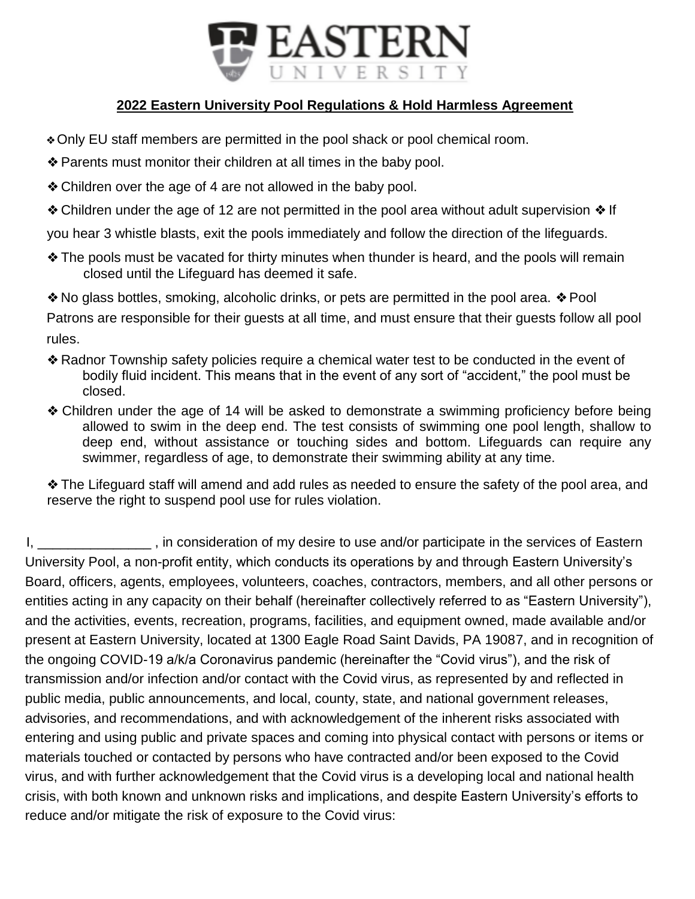# EASTERN UNIVERSITY

## 2022 Eastern University Pool Regulations & Hold Harmless Agreement

- ❖ Only EU staff members are permitted in the pool shack or pool chemical room.
- ❖ Parents must monitor their children at all times in the baby pool.
- ❖ Children over the age of 4 are not allowed in the baby pool.
- ❖ Children under the age of 12 are not permitted in the pool area without adult supervision
- ❖ If you hear 3 whistle blasts, exit the pools immediately and follow the direction of the lifeguards.
- ❖ The pools must be vacated for thirty minutes when thunder is heard, and the pools will remain closed until the Lifeguard has deemed it safe.
- ❖ No glass bottles, smoking, alcoholic drinks, or pets are permitted in the pool area.
- ❖ Pool Patrons are responsible for their guests at all time, and must ensure that their guests follow all pool rules.
- ❖ Radnor Township safety policies require a chemical water test to be conducted in the event of bodily fluid incident. This means that in the event of any sort of "accident," the pool must be closed.
- ❖ Children under the age of 14 will be asked to demonstrate a swimming proficiency before being allowed to swim in the deep end. The test consists of swimming one pool length, shallow to deep end, without assistance or touching sides and bottom. Lifeguards can require any swimmer, regardless of age, to demonstrate their swimming ability at any time.
- ❖ The Lifeguard staff will amend and add rules as needed to ensure the safety of the pool area, and reserve the right to suspend pool use for rules violation.

I, _______________ , in consideration of my desire to use and/or participate in the services of Eastern University Pool, a non-profit entity, which conducts its operations by and through Eastern University's Board, officers, agents, employees, volunteers, coaches, contractors, members, and all other persons or entities acting in any capacity on their behalf (hereinafter collectively referred to as "Eastern University"), and the activities, events, recreation, programs, facilities, and equipment owned, made available and/or present at Eastern University, located at 1300 Eagle Road Saint Davids, PA 19087, and in recognition of the ongoing COVID-19 a/k/a Coronavirus pandemic (hereinafter the "Covid virus"), and the risk of transmission and/or infection and/or contact with the Covid virus, as represented by and reflected in public media, public announcements, and local, county, state, and national government releases, advisories, and recommendations, and with acknowledgement of the inherent risks associated with entering and using public and private spaces and coming into physical contact with persons or items or materials touched or contacted by persons who have contracted and/or been exposed to the Covid virus, and with further acknowledgement that the Covid virus is a developing local and national health crisis, with both known and unknown risks and implications, and despite Eastern University's efforts to reduce and/or mitigate the risk of exposure to the Covid virus: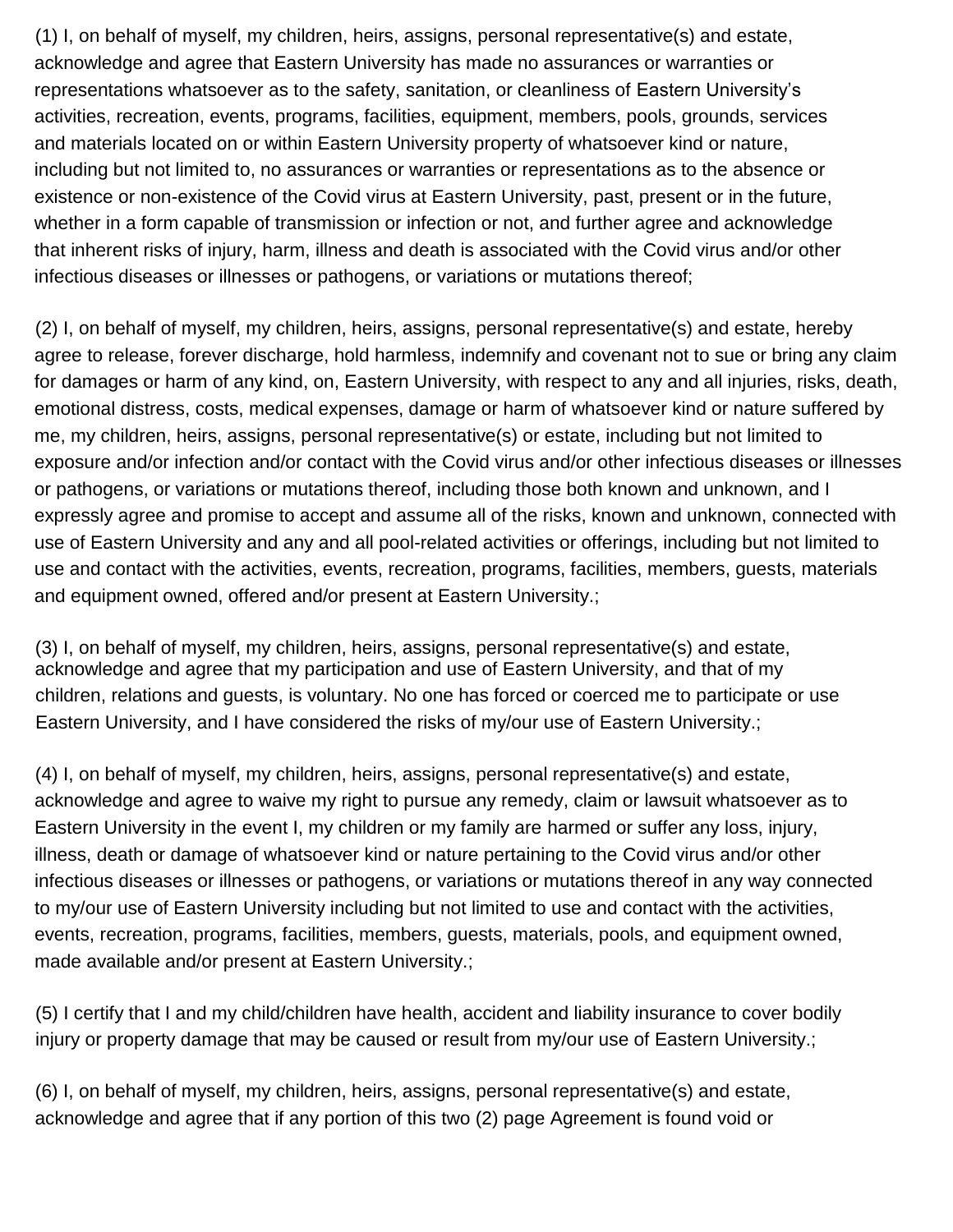(1) I, on behalf of myself, my children, heirs, assigns, personal representative(s) and estate, acknowledge and agree that Eastern University has made no assurances or warranties or representations whatsoever as to the safety, sanitation, or cleanliness of Eastern University's activities, recreation, events, programs, facilities, equipment, members, pools, grounds, services and materials located on or within Eastern University property of whatsoever kind or nature, including but not limited to, no assurances or warranties or representations as to the absence or existence or non-existence of the Covid virus at Eastern University, past, present or in the future, whether in a form capable of transmission or infection or not, and further agree and acknowledge that inherent risks of injury, harm, illness and death is associated with the Covid virus and/or other infectious diseases or illnesses or pathogens, or variations or mutations thereof;

(2) I, on behalf of myself, my children, heirs, assigns, personal representative(s) and estate, hereby agree to release, forever discharge, hold harmless, indemnify and covenant not to sue or bring any claim for damages or harm of any kind, on, Eastern University, with respect to any and all injuries, risks, death, emotional distress, costs, medical expenses, damage or harm of whatsoever kind or nature suffered by me, my children, heirs, assigns, personal representative(s) or estate, including but not limited to exposure and/or infection and/or contact with the Covid virus and/or other infectious diseases or illnesses or pathogens, or variations or mutations thereof, including those both known and unknown, and I expressly agree and promise to accept and assume all of the risks, known and unknown, connected with use of Eastern University and any and all pool-related activities or offerings, including but not limited to use and contact with the activities, events, recreation, programs, facilities, members, guests, materials and equipment owned, offered and/or present at Eastern University.;

(3) I, on behalf of myself, my children, heirs, assigns, personal representative(s) and estate, acknowledge and agree that my participation and use of Eastern University, and that of my children, relations and guests, is voluntary. No one has forced or coerced me to participate or use Eastern University, and I have considered the risks of my/our use of Eastern University.;

(4) I, on behalf of myself, my children, heirs, assigns, personal representative(s) and estate, acknowledge and agree to waive my right to pursue any remedy, claim or lawsuit whatsoever as to Eastern University in the event I, my children or my family are harmed or suffer any loss, injury, illness, death or damage of whatsoever kind or nature pertaining to the Covid virus and/or other infectious diseases or illnesses or pathogens, or variations or mutations thereof in any way connected to my/our use of Eastern University including but not limited to use and contact with the activities, events, recreation, programs, facilities, members, guests, materials, pools, and equipment owned, made available and/or present at Eastern University.;

(5) I certify that I and my child/children have health, accident and liability insurance to cover bodily injury or property damage that may be caused or result from my/our use of Eastern University.;

(6) I, on behalf of myself, my children, heirs, assigns, personal representative(s) and estate, acknowledge and agree that if any portion of this two (2) page Agreement is found void or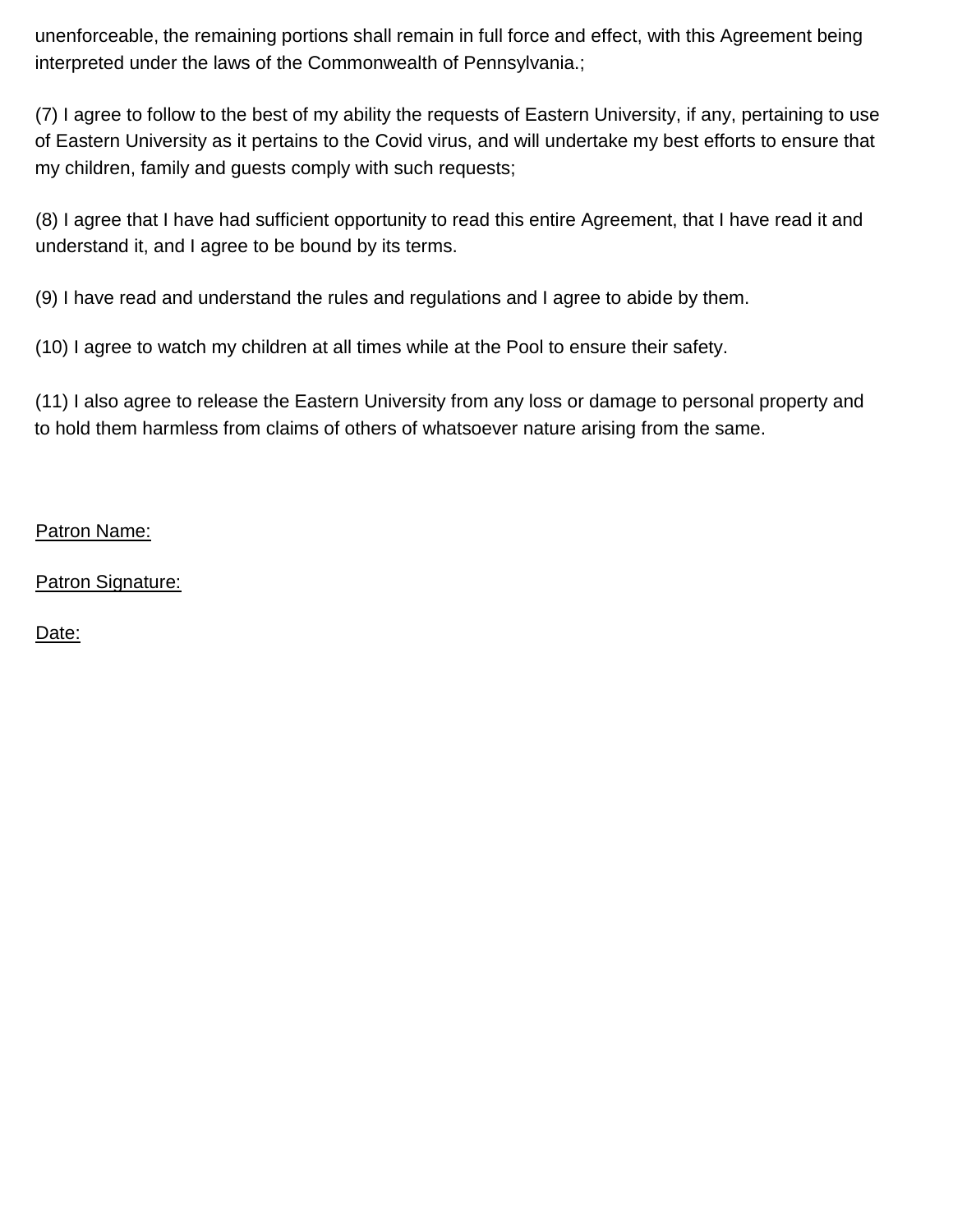unenforceable, the remaining portions shall remain in full force and effect, with this Agreement being interpreted under the laws of the Commonwealth of Pennsylvania.;

(7) I agree to follow to the best of my ability the requests of Eastern University, if any, pertaining to use of Eastern University as it pertains to the Covid virus, and will undertake my best efforts to ensure that my children, family and guests comply with such requests;

(8) I agree that I have had sufficient opportunity to read this entire Agreement, that I have read it and understand it, and I agree to be bound by its terms.

(9) I have read and understand the rules and regulations and I agree to abide by them.

(10) I agree to watch my children at all times while at the Pool to ensure their safety.

(11) I also agree to release the Eastern University from any loss or damage to personal property and to hold them harmless from claims of others of whatsoever nature arising from the same.

<u>Patron Name:</u>

<u>Patron Signature:</u>

<u>Date:</u>